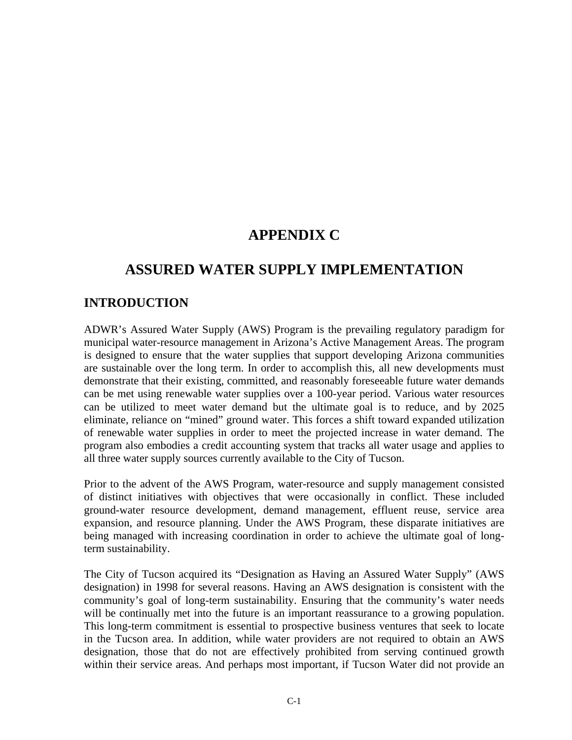# APPENDIX C

# ASSURED WATER SUPPLY IMPLEMENTATION

## INTRODUCTION

ADWR's Assured Water Supply (AWS) Program is the prevailing regulatory paradigm for municipal water-resource management in Arizona's Active Management Areas. The program is designed to ensure that the water supplies that support developing Arizona communities are sustainable over the long term. In order to accomplish this, all new developments must demonstrate that their existing, committed, and reasonably foreseeable future water demands can be met using renewable water supplies over a 100-year period. Various water resources can be utilized to meet water demand but the ultimate goal is to reduce, and by 2025 eliminate, reliance on "mined" ground water. This forces a shift toward expanded utilization of renewable water supplies in order to meet the projected increase in water demand. The program also embodies a credit accounting system that tracks all water usage and applies to all three water supply sources currently available to the City of Tucson.

Prior to the advent of the AWS Program, water-resource and supply management consisted of distinct initiatives with objectives that were occasionally in conflict. These included ground-water resource development, demand management, effluent reuse, service area expansion, and resource planning. Under the AWS Program, these disparate initiatives are being managed with increasing coordination in order to achieve the ultimate goal of long-term sustainability.

The City of Tucson acquired its "Designation as Having an Assured Water Supply" (AWS designation) in 1998 for several reasons. Having an AWS designation is consistent with the community's goal of long-term sustainability. Ensuring that the community's water needs will be continually met into the future is an important reassurance to a growing population. This long-term commitment is essential to prospective business ventures that seek to locate in the Tucson area. In addition, while water providers are not required to obtain an AWS designation, those that do not are effectively prohibited from serving continued growth within their service areas. And perhaps most important, if Tucson Water did not provide an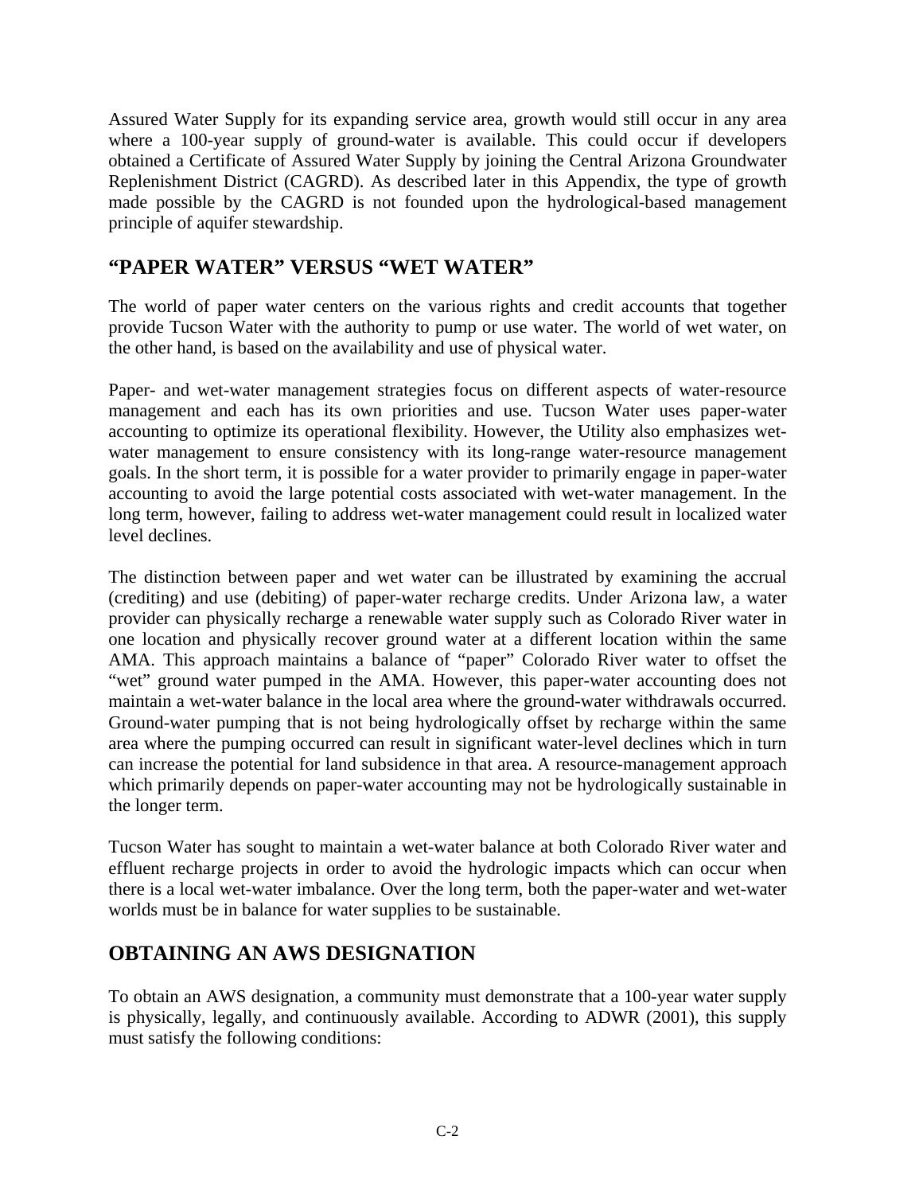Assured Water Supply for its expanding service area, growth would still occur in any area where a 100-year supply of ground-water is available. This could occur if developers obtained a Certificate of Assured Water Supply by joining the Central Arizona Groundwater Replenishment District (CAGRD). As described later in this Appendix, the type of growth made possible by the CAGRD is not founded upon the hydrological-based management principle of aquifer stewardship.

## "PAPER WATER" VERSUS "WET WATER"

The world of paper water centers on the various rights and credit accounts that together provide Tucson Water with the authority to pump or use water. The world of wet water, on the other hand, is based on the availability and use of physical water.

Paper- and wet-water management strategies focus on different aspects of water-resource management and each has its own priorities and use. Tucson Water uses paper-water accounting to optimize its operational flexibility. However, the Utility also emphasizes wet-water management to ensure consistency with its long-range water-resource management goals. In the short term, it is possible for a water provider to primarily engage in paper-water accounting to avoid the large potential costs associated with wet-water management. In the long term, however, failing to address wet-water management could result in localized water level declines.

The distinction between paper and wet water can be illustrated by examining the accrual (crediting) and use (debiting) of paper-water recharge credits. Under Arizona law, a water provider can physically recharge a renewable water supply such as Colorado River water in one location and physically recover ground water at a different location within the same AMA. This approach maintains a balance of "paper" Colorado River water to offset the "wet" ground water pumped in the AMA. However, this paper-water accounting does not maintain a wet-water balance in the local area where the ground-water withdrawals occurred. Ground-water pumping that is not being hydrologically offset by recharge within the same area where the pumping occurred can result in significant water-level declines which in turn can increase the potential for land subsidence in that area. A resource-management approach which primarily depends on paper-water accounting may not be hydrologically sustainable in the longer term.

Tucson Water has sought to maintain a wet-water balance at both Colorado River water and effluent recharge projects in order to avoid the hydrologic impacts which can occur when there is a local wet-water imbalance. Over the long term, both the paper-water and wet-water worlds must be in balance for water supplies to be sustainable.

## OBTAINING AN AWS DESIGNATION

To obtain an AWS designation, a community must demonstrate that a 100-year water supply is physically, legally, and continuously available. According to ADWR (2001), this supply must satisfy the following conditions: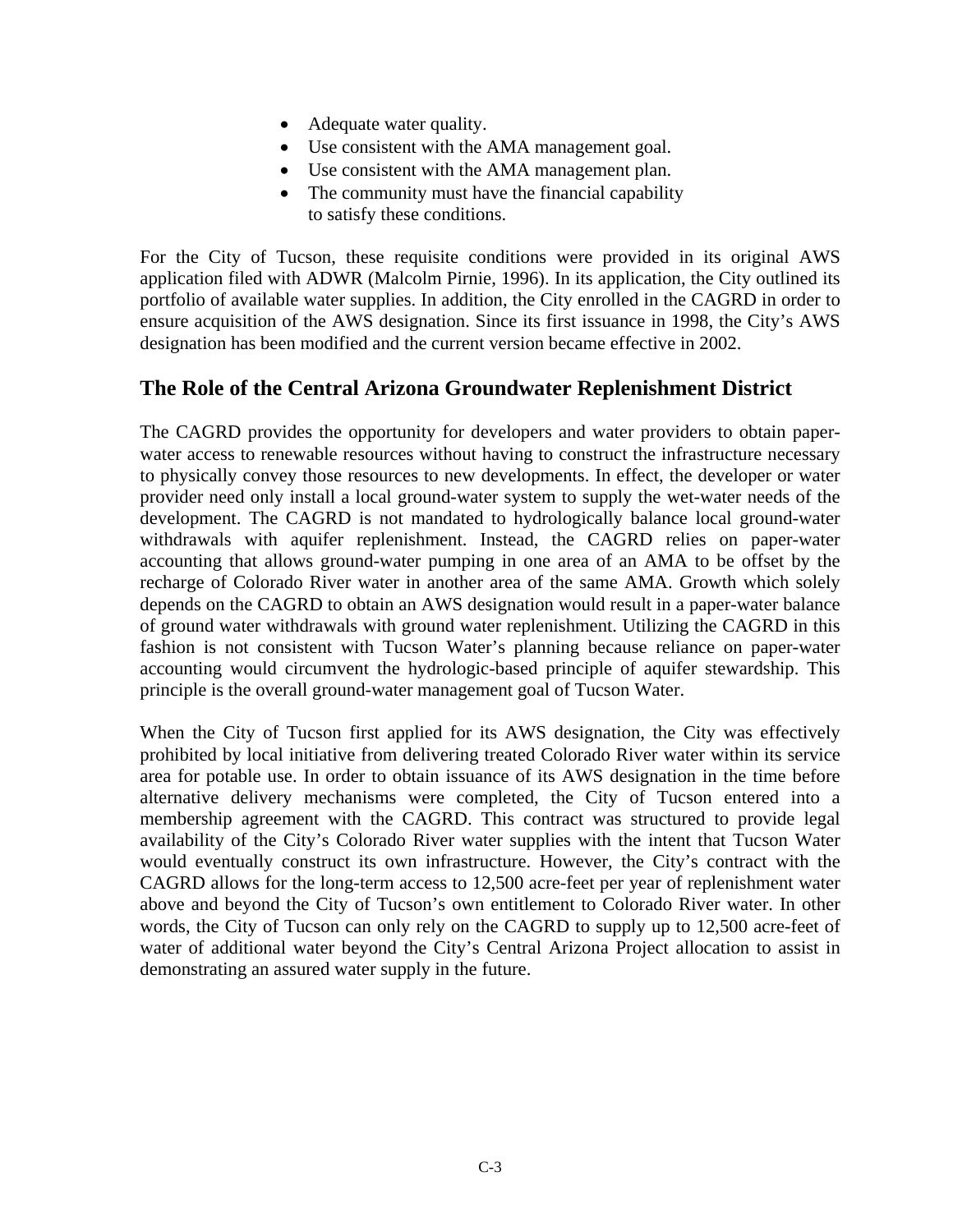- Adequate water quality.
- Use consistent with the AMA management goal.
- Use consistent with the AMA management plan.
- The community must have the financial capability to satisfy these conditions.

For the City of Tucson, these requisite conditions were provided in its original AWS application filed with ADWR (Malcolm Pirnie, 1996). In its application, the City outlined its portfolio of available water supplies. In addition, the City enrolled in the CAGRD in order to ensure acquisition of the AWS designation. Since its first issuance in 1998, the City's AWS designation has been modified and the current version became effective in 2002.

## The Role of the Central Arizona Groundwater Replenishment District

The CAGRD provides the opportunity for developers and water providers to obtain paper-water access to renewable resources without having to construct the infrastructure necessary to physically convey those resources to new developments. In effect, the developer or water provider need only install a local ground-water system to supply the wet-water needs of the development. The CAGRD is not mandated to hydrologically balance local ground-water withdrawals with aquifer replenishment. Instead, the CAGRD relies on paper-water accounting that allows ground-water pumping in one area of an AMA to be offset by the recharge of Colorado River water in another area of the same AMA. Growth which solely depends on the CAGRD to obtain an AWS designation would result in a paper-water balance of ground water withdrawals with ground water replenishment. Utilizing the CAGRD in this fashion is not consistent with Tucson Water's planning because reliance on paper-water accounting would circumvent the hydrologic-based principle of aquifer stewardship. This principle is the overall ground-water management goal of Tucson Water.

When the City of Tucson first applied for its AWS designation, the City was effectively prohibited by local initiative from delivering treated Colorado River water within its service area for potable use. In order to obtain issuance of its AWS designation in the time before alternative delivery mechanisms were completed, the City of Tucson entered into a membership agreement with the CAGRD. This contract was structured to provide legal availability of the City's Colorado River water supplies with the intent that Tucson Water would eventually construct its own infrastructure. However, the City's contract with the CAGRD allows for the long-term access to 12,500 acre-feet per year of replenishment water above and beyond the City of Tucson's own entitlement to Colorado River water. In other words, the City of Tucson can only rely on the CAGRD to supply up to 12,500 acre-feet of water of additional water beyond the City's Central Arizona Project allocation to assist in demonstrating an assured water supply in the future.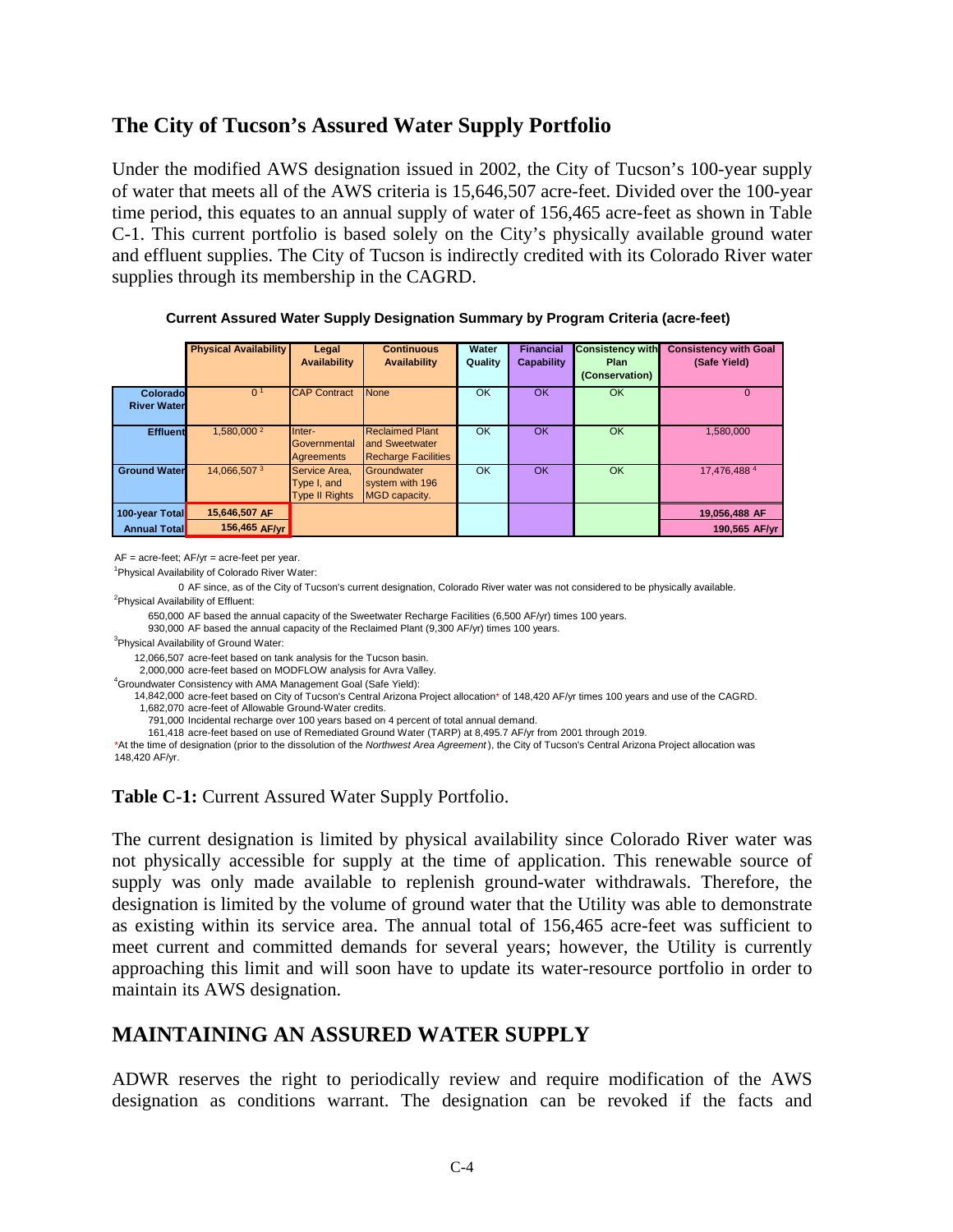## The City of Tucson's Assured Water Supply Portfolio

Under the modified AWS designation issued in 2002, the City of Tucson's 100-year supply of water that meets all of the AWS criteria is 15,646,507 acre-feet. Divided over the 100-year time period, this equates to an annual supply of water of 156,465 acre-feet as shown in Table C-1. This current portfolio is based solely on the City's physically available ground water and effluent supplies. The City of Tucson is indirectly credited with its Colorado River water supplies through its membership in the CAGRD.

**Current Assured Water Supply Designation Summary by Program Criteria (acre-feet)**

| | Physical Availability | Legal Availability | Continuous Availability | Water Quality | Financial Capability | Consistency with Plan (Conservation) | Consistency with Goal (Safe Yield) |
|---|---|---|---|---|---|---|---|
| Colorado River Water | 0 [1] | CAP Contract | None | OK | OK | OK | 0 |
| Effluent | 1,580,000 [2] | Inter-Governmental Agreements | Reclaimed Plant and Sweetwater Recharge Facilities | OK | OK | OK | 1,580,000 |
| Ground Water | 14,066,507 [3] | Service Area, Type I, and Type II Rights | Groundwater system with 196 MGD capacity. | OK | OK | OK | 17,476,488 [4] |
| 100-year Total | 15,646,507 AF | | | | | | 19,056,488 AF |
| Annual Total | 156,465 AF/yr | | | | | | 190,565 AF/yr |

AF = acre-feet; AF/yr = acre-feet per year.

[1]Physical Availability of Colorado River Water:

0 AF since, as of the City of Tucson's current designation, Colorado River water was not considered to be physically available.

[2]Physical Availability of Effluent:

650,000 AF based the annual capacity of the Sweetwater Recharge Facilities (6,500 AF/yr) times 100 years.
930,000 AF based the annual capacity of the Reclaimed Plant (9,300 AF/yr) times 100 years.

[3]Physical Availability of Ground Water:

12,066,507 acre-feet based on tank analysis for the Tucson basin.
2,000,000 acre-feet based on MODFLOW analysis for Avra Valley.

[4]Groundwater Consistency with AMA Management Goal (Safe Yield):

14,842,000 acre-feet based on City of Tucson's Central Arizona Project allocation* of 148,420 AF/yr times 100 years and use of the CAGRD.
1,682,070 acre-feet of Allowable Ground-Water credits.
791,000 Incidental recharge over 100 years based on 4 percent of total annual demand.
161,418 acre-feet based on use of Remediated Ground Water (TARP) at 8,495.7 AF/yr from 2001 through 2019.

*At the time of designation (prior to the dissolution of the *Northwest Area Agreement*), the City of Tucson's Central Arizona Project allocation was 148,420 AF/yr.

**Table C-1:** Current Assured Water Supply Portfolio.

The current designation is limited by physical availability since Colorado River water was not physically accessible for supply at the time of application. This renewable source of supply was only made available to replenish ground-water withdrawals. Therefore, the designation is limited by the volume of ground water that the Utility was able to demonstrate as existing within its service area. The annual total of 156,465 acre-feet was sufficient to meet current and committed demands for several years; however, the Utility is currently approaching this limit and will soon have to update its water-resource portfolio in order to maintain its AWS designation.

## MAINTAINING AN ASSURED WATER SUPPLY

ADWR reserves the right to periodically review and require modification of the AWS designation as conditions warrant. The designation can be revoked if the facts and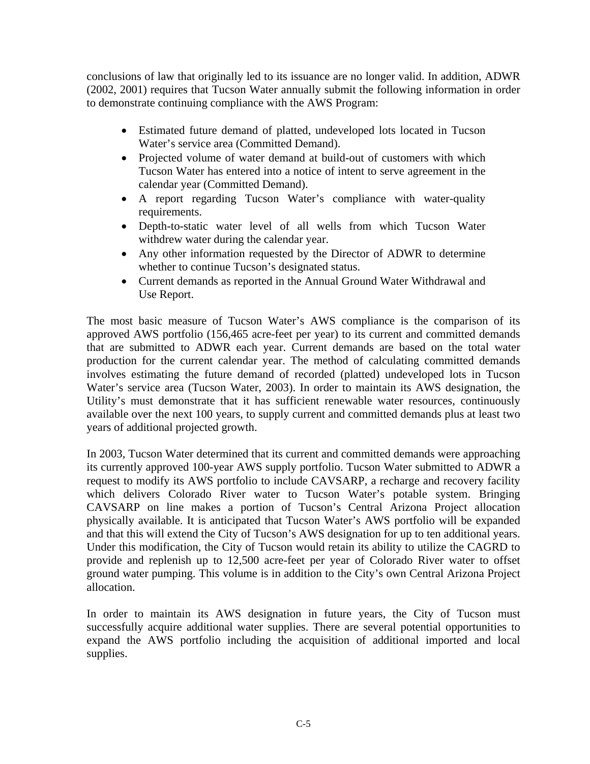conclusions of law that originally led to its issuance are no longer valid. In addition, ADWR (2002, 2001) requires that Tucson Water annually submit the following information in order to demonstrate continuing compliance with the AWS Program:

- Estimated future demand of platted, undeveloped lots located in Tucson Water's service area (Committed Demand).
- Projected volume of water demand at build-out of customers with which Tucson Water has entered into a notice of intent to serve agreement in the calendar year (Committed Demand).
- A report regarding Tucson Water's compliance with water-quality requirements.
- Depth-to-static water level of all wells from which Tucson Water withdrew water during the calendar year.
- Any other information requested by the Director of ADWR to determine whether to continue Tucson's designated status.
- Current demands as reported in the Annual Ground Water Withdrawal and Use Report.

The most basic measure of Tucson Water's AWS compliance is the comparison of its approved AWS portfolio (156,465 acre-feet per year) to its current and committed demands that are submitted to ADWR each year. Current demands are based on the total water production for the current calendar year. The method of calculating committed demands involves estimating the future demand of recorded (platted) undeveloped lots in Tucson Water's service area (Tucson Water, 2003). In order to maintain its AWS designation, the Utility's must demonstrate that it has sufficient renewable water resources, continuously available over the next 100 years, to supply current and committed demands plus at least two years of additional projected growth.

In 2003, Tucson Water determined that its current and committed demands were approaching its currently approved 100-year AWS supply portfolio. Tucson Water submitted to ADWR a request to modify its AWS portfolio to include CAVSARP, a recharge and recovery facility which delivers Colorado River water to Tucson Water's potable system. Bringing CAVSARP on line makes a portion of Tucson's Central Arizona Project allocation physically available. It is anticipated that Tucson Water's AWS portfolio will be expanded and that this will extend the City of Tucson's AWS designation for up to ten additional years. Under this modification, the City of Tucson would retain its ability to utilize the CAGRD to provide and replenish up to 12,500 acre-feet per year of Colorado River water to offset ground water pumping. This volume is in addition to the City's own Central Arizona Project allocation.

In order to maintain its AWS designation in future years, the City of Tucson must successfully acquire additional water supplies. There are several potential opportunities to expand the AWS portfolio including the acquisition of additional imported and local supplies.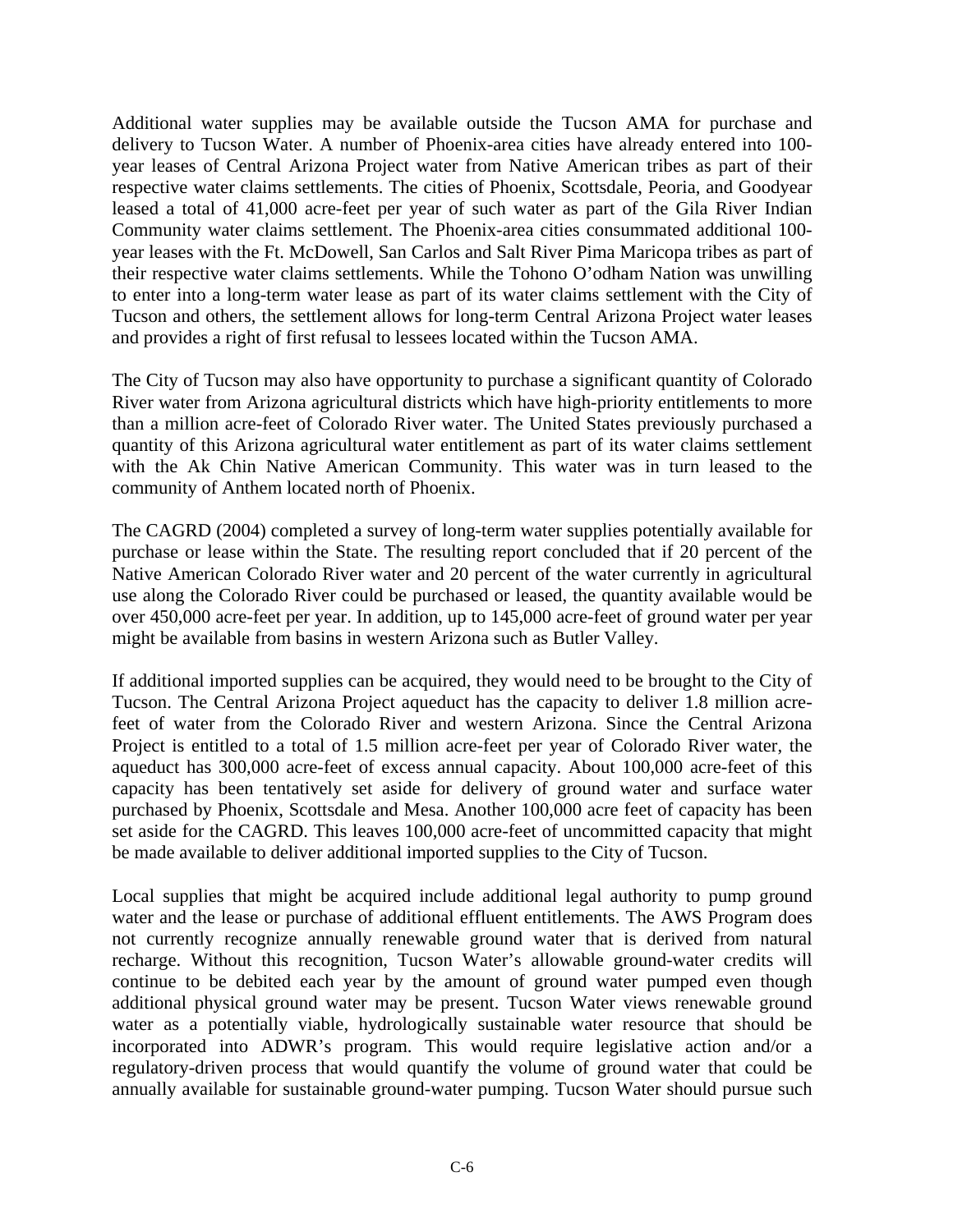Additional water supplies may be available outside the Tucson AMA for purchase and delivery to Tucson Water. A number of Phoenix-area cities have already entered into 100-year leases of Central Arizona Project water from Native American tribes as part of their respective water claims settlements. The cities of Phoenix, Scottsdale, Peoria, and Goodyear leased a total of 41,000 acre-feet per year of such water as part of the Gila River Indian Community water claims settlement. The Phoenix-area cities consummated additional 100-year leases with the Ft. McDowell, San Carlos and Salt River Pima Maricopa tribes as part of their respective water claims settlements. While the Tohono O'odham Nation was unwilling to enter into a long-term water lease as part of its water claims settlement with the City of Tucson and others, the settlement allows for long-term Central Arizona Project water leases and provides a right of first refusal to lessees located within the Tucson AMA.

The City of Tucson may also have opportunity to purchase a significant quantity of Colorado River water from Arizona agricultural districts which have high-priority entitlements to more than a million acre-feet of Colorado River water. The United States previously purchased a quantity of this Arizona agricultural water entitlement as part of its water claims settlement with the Ak Chin Native American Community. This water was in turn leased to the community of Anthem located north of Phoenix.

The CAGRD (2004) completed a survey of long-term water supplies potentially available for purchase or lease within the State. The resulting report concluded that if 20 percent of the Native American Colorado River water and 20 percent of the water currently in agricultural use along the Colorado River could be purchased or leased, the quantity available would be over 450,000 acre-feet per year. In addition, up to 145,000 acre-feet of ground water per year might be available from basins in western Arizona such as Butler Valley.

If additional imported supplies can be acquired, they would need to be brought to the City of Tucson. The Central Arizona Project aqueduct has the capacity to deliver 1.8 million acre-feet of water from the Colorado River and western Arizona. Since the Central Arizona Project is entitled to a total of 1.5 million acre-feet per year of Colorado River water, the aqueduct has 300,000 acre-feet of excess annual capacity. About 100,000 acre-feet of this capacity has been tentatively set aside for delivery of ground water and surface water purchased by Phoenix, Scottsdale and Mesa. Another 100,000 acre feet of capacity has been set aside for the CAGRD. This leaves 100,000 acre-feet of uncommitted capacity that might be made available to deliver additional imported supplies to the City of Tucson.

Local supplies that might be acquired include additional legal authority to pump ground water and the lease or purchase of additional effluent entitlements. The AWS Program does not currently recognize annually renewable ground water that is derived from natural recharge. Without this recognition, Tucson Water's allowable ground-water credits will continue to be debited each year by the amount of ground water pumped even though additional physical ground water may be present. Tucson Water views renewable ground water as a potentially viable, hydrologically sustainable water resource that should be incorporated into ADWR's program. This would require legislative action and/or a regulatory-driven process that would quantify the volume of ground water that could be annually available for sustainable ground-water pumping. Tucson Water should pursue such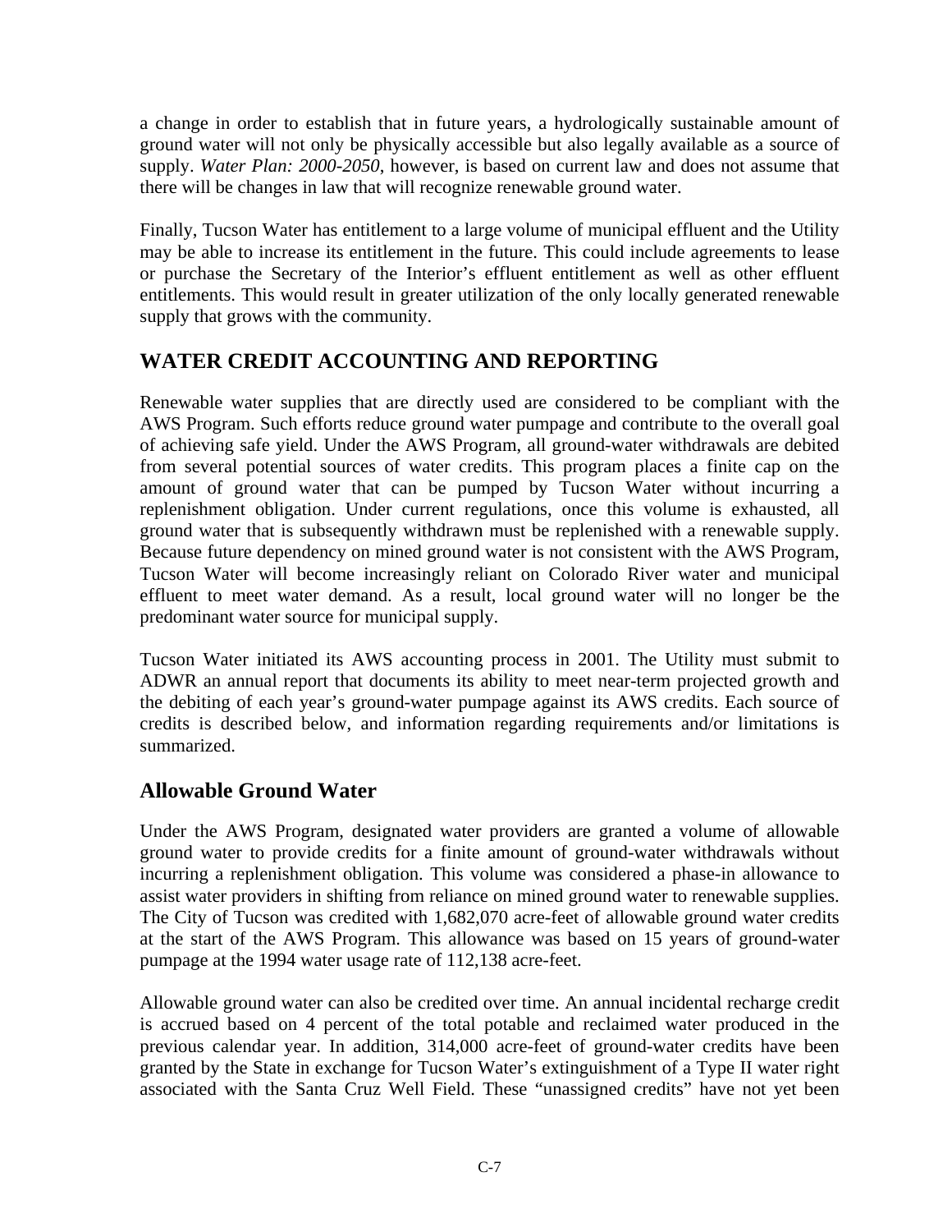a change in order to establish that in future years, a hydrologically sustainable amount of ground water will not only be physically accessible but also legally available as a source of supply. *Water Plan: 2000-2050*, however, is based on current law and does not assume that there will be changes in law that will recognize renewable ground water.

Finally, Tucson Water has entitlement to a large volume of municipal effluent and the Utility may be able to increase its entitlement in the future. This could include agreements to lease or purchase the Secretary of the Interior's effluent entitlement as well as other effluent entitlements. This would result in greater utilization of the only locally generated renewable supply that grows with the community.

## WATER CREDIT ACCOUNTING AND REPORTING

Renewable water supplies that are directly used are considered to be compliant with the AWS Program. Such efforts reduce ground water pumpage and contribute to the overall goal of achieving safe yield. Under the AWS Program, all ground-water withdrawals are debited from several potential sources of water credits. This program places a finite cap on the amount of ground water that can be pumped by Tucson Water without incurring a replenishment obligation. Under current regulations, once this volume is exhausted, all ground water that is subsequently withdrawn must be replenished with a renewable supply. Because future dependency on mined ground water is not consistent with the AWS Program, Tucson Water will become increasingly reliant on Colorado River water and municipal effluent to meet water demand. As a result, local ground water will no longer be the predominant water source for municipal supply.

Tucson Water initiated its AWS accounting process in 2001. The Utility must submit to ADWR an annual report that documents its ability to meet near-term projected growth and the debiting of each year's ground-water pumpage against its AWS credits. Each source of credits is described below, and information regarding requirements and/or limitations is summarized.

### Allowable Ground Water

Under the AWS Program, designated water providers are granted a volume of allowable ground water to provide credits for a finite amount of ground-water withdrawals without incurring a replenishment obligation. This volume was considered a phase-in allowance to assist water providers in shifting from reliance on mined ground water to renewable supplies. The City of Tucson was credited with 1,682,070 acre-feet of allowable ground water credits at the start of the AWS Program. This allowance was based on 15 years of ground-water pumpage at the 1994 water usage rate of 112,138 acre-feet.

Allowable ground water can also be credited over time. An annual incidental recharge credit is accrued based on 4 percent of the total potable and reclaimed water produced in the previous calendar year. In addition, 314,000 acre-feet of ground-water credits have been granted by the State in exchange for Tucson Water's extinguishment of a Type II water right associated with the Santa Cruz Well Field. These "unassigned credits" have not yet been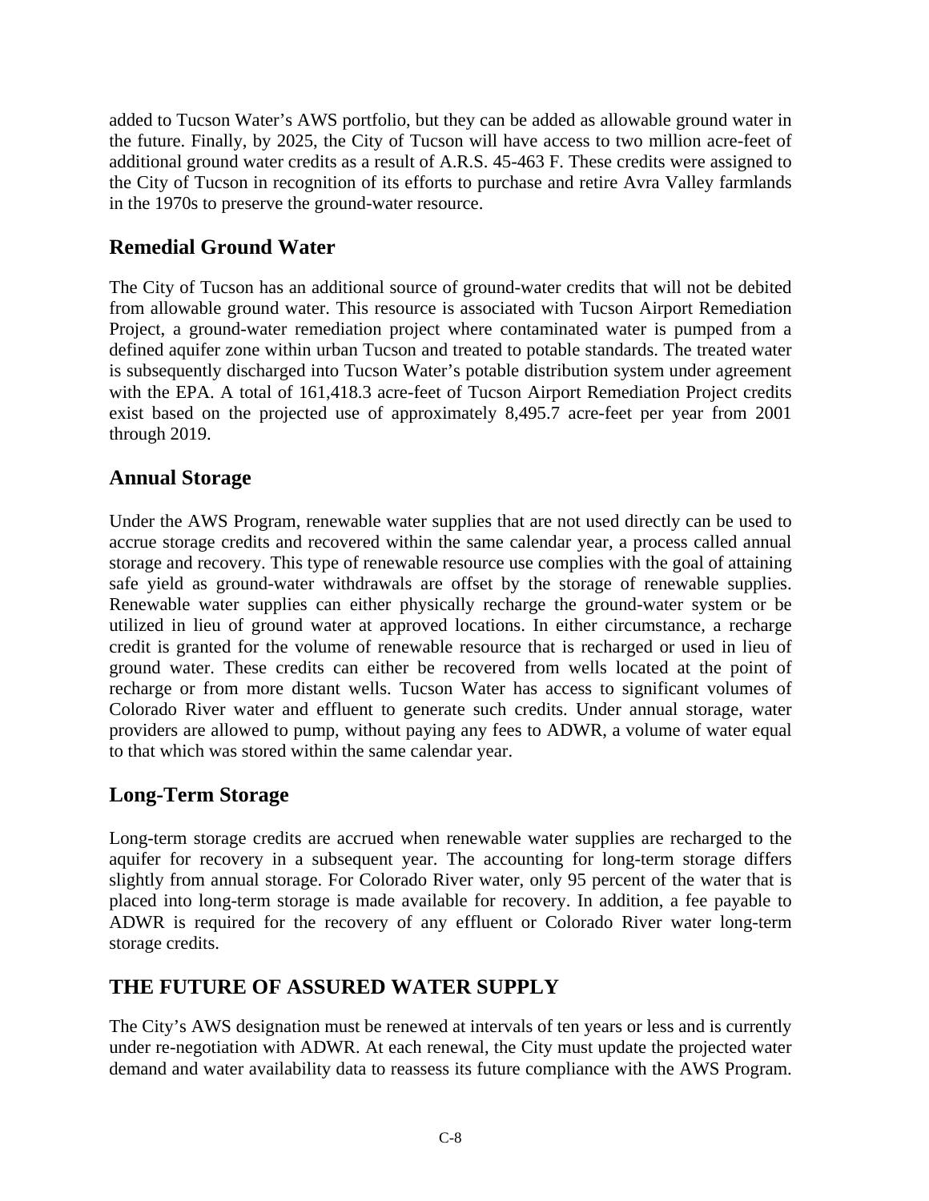added to Tucson Water's AWS portfolio, but they can be added as allowable ground water in the future. Finally, by 2025, the City of Tucson will have access to two million acre-feet of additional ground water credits as a result of A.R.S. 45-463 F. These credits were assigned to the City of Tucson in recognition of its efforts to purchase and retire Avra Valley farmlands in the 1970s to preserve the ground-water resource.

## Remedial Ground Water

The City of Tucson has an additional source of ground-water credits that will not be debited from allowable ground water. This resource is associated with Tucson Airport Remediation Project, a ground-water remediation project where contaminated water is pumped from a defined aquifer zone within urban Tucson and treated to potable standards. The treated water is subsequently discharged into Tucson Water's potable distribution system under agreement with the EPA. A total of 161,418.3 acre-feet of Tucson Airport Remediation Project credits exist based on the projected use of approximately 8,495.7 acre-feet per year from 2001 through 2019.

## Annual Storage

Under the AWS Program, renewable water supplies that are not used directly can be used to accrue storage credits and recovered within the same calendar year, a process called annual storage and recovery. This type of renewable resource use complies with the goal of attaining safe yield as ground-water withdrawals are offset by the storage of renewable supplies. Renewable water supplies can either physically recharge the ground-water system or be utilized in lieu of ground water at approved locations. In either circumstance, a recharge credit is granted for the volume of renewable resource that is recharged or used in lieu of ground water. These credits can either be recovered from wells located at the point of recharge or from more distant wells. Tucson Water has access to significant volumes of Colorado River water and effluent to generate such credits. Under annual storage, water providers are allowed to pump, without paying any fees to ADWR, a volume of water equal to that which was stored within the same calendar year.

## Long-Term Storage

Long-term storage credits are accrued when renewable water supplies are recharged to the aquifer for recovery in a subsequent year. The accounting for long-term storage differs slightly from annual storage. For Colorado River water, only 95 percent of the water that is placed into long-term storage is made available for recovery. In addition, a fee payable to ADWR is required for the recovery of any effluent or Colorado River water long-term storage credits.

# THE FUTURE OF ASSURED WATER SUPPLY

The City's AWS designation must be renewed at intervals of ten years or less and is currently under re-negotiation with ADWR. At each renewal, the City must update the projected water demand and water availability data to reassess its future compliance with the AWS Program.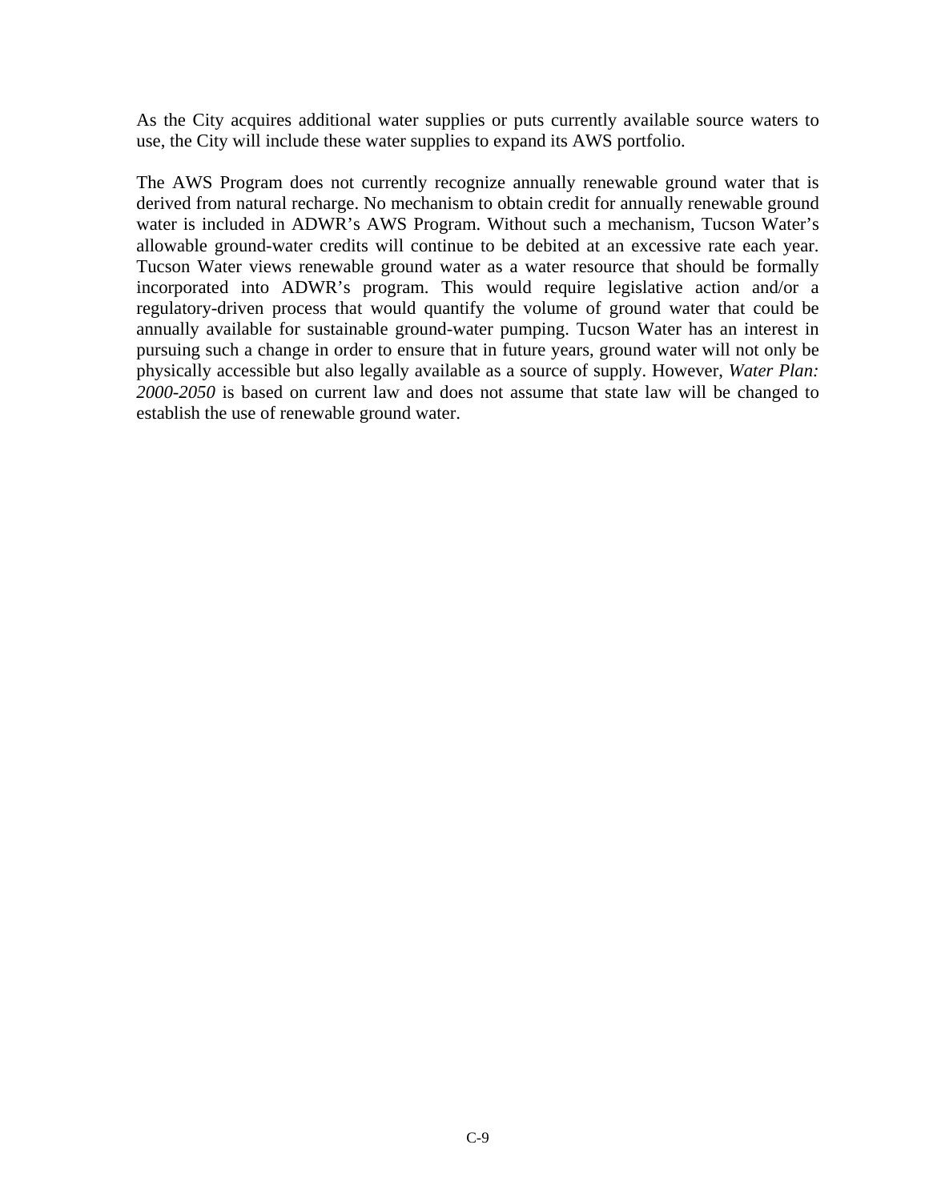As the City acquires additional water supplies or puts currently available source waters to use, the City will include these water supplies to expand its AWS portfolio.

The AWS Program does not currently recognize annually renewable ground water that is derived from natural recharge. No mechanism to obtain credit for annually renewable ground water is included in ADWR's AWS Program. Without such a mechanism, Tucson Water's allowable ground-water credits will continue to be debited at an excessive rate each year. Tucson Water views renewable ground water as a water resource that should be formally incorporated into ADWR's program. This would require legislative action and/or a regulatory-driven process that would quantify the volume of ground water that could be annually available for sustainable ground-water pumping. Tucson Water has an interest in pursuing such a change in order to ensure that in future years, ground water will not only be physically accessible but also legally available as a source of supply. However, *Water Plan: 2000-2050* is based on current law and does not assume that state law will be changed to establish the use of renewable ground water.